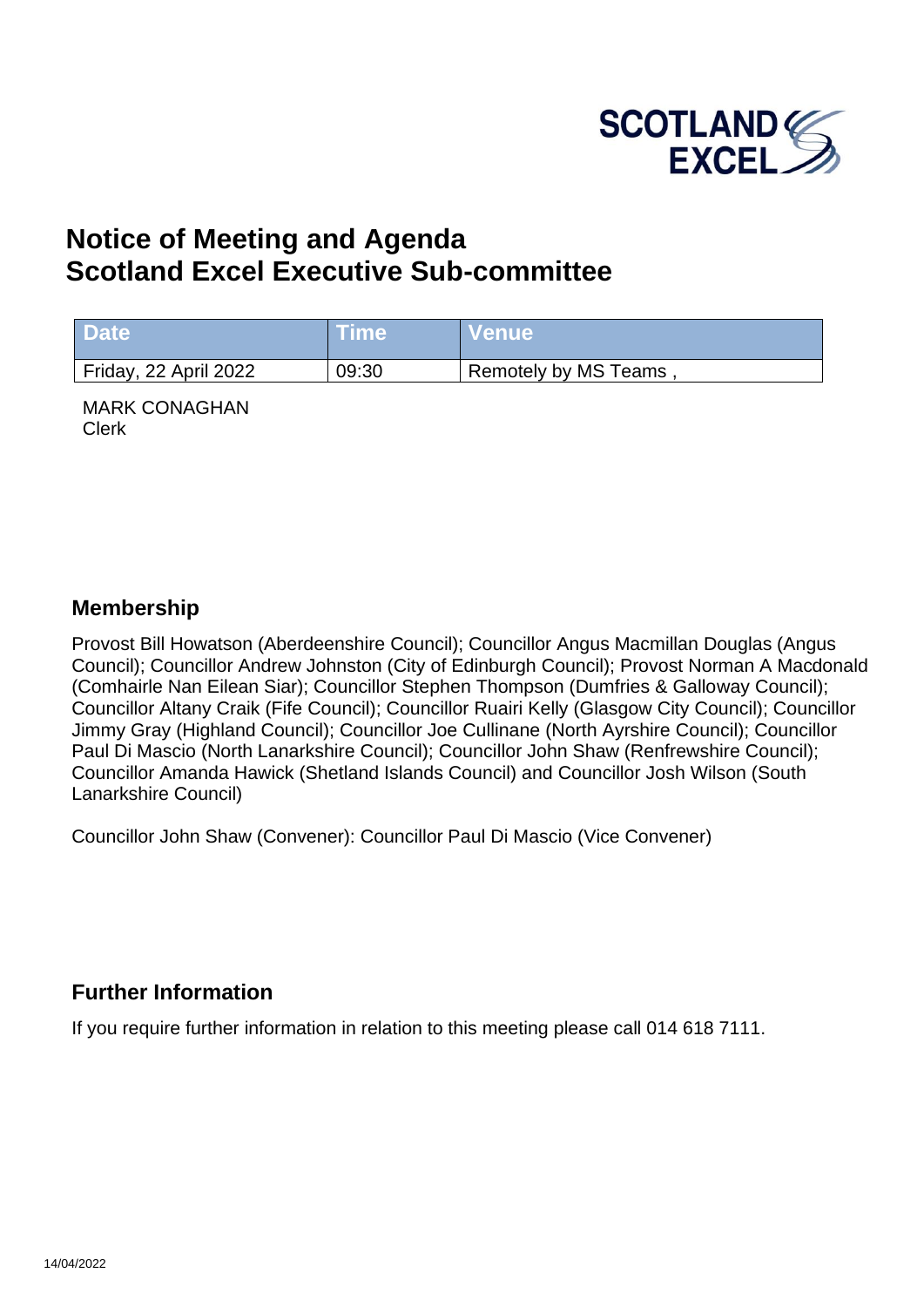SCOTLAND EXCEL

# Notice of Meeting and Agenda
# Scotland Excel Executive Sub-committee

| Date | Time | Venue |
| --- | --- | --- |
| Friday, 22 April 2022 | 09:30 | Remotely by MS Teams , |

MARK CONAGHAN
Clerk

## Membership

Provost Bill Howatson (Aberdeenshire Council); Councillor Angus Macmillan Douglas (Angus Council); Councillor Andrew Johnston (City of Edinburgh Council); Provost Norman A Macdonald (Comhairle Nan Eilean Siar); Councillor Stephen Thompson (Dumfries & Galloway Council); Councillor Altany Craik (Fife Council); Councillor Ruairi Kelly (Glasgow City Council); Councillor Jimmy Gray (Highland Council); Councillor Joe Cullinane (North Ayrshire Council); Councillor Paul Di Mascio (North Lanarkshire Council); Councillor John Shaw (Renfrewshire Council); Councillor Amanda Hawick (Shetland Islands Council) and Councillor Josh Wilson (South Lanarkshire Council)

Councillor John Shaw (Convener): Councillor Paul Di Mascio (Vice Convener)

## Further Information

If you require further information in relation to this meeting please call 014 618 7111.

14/04/2022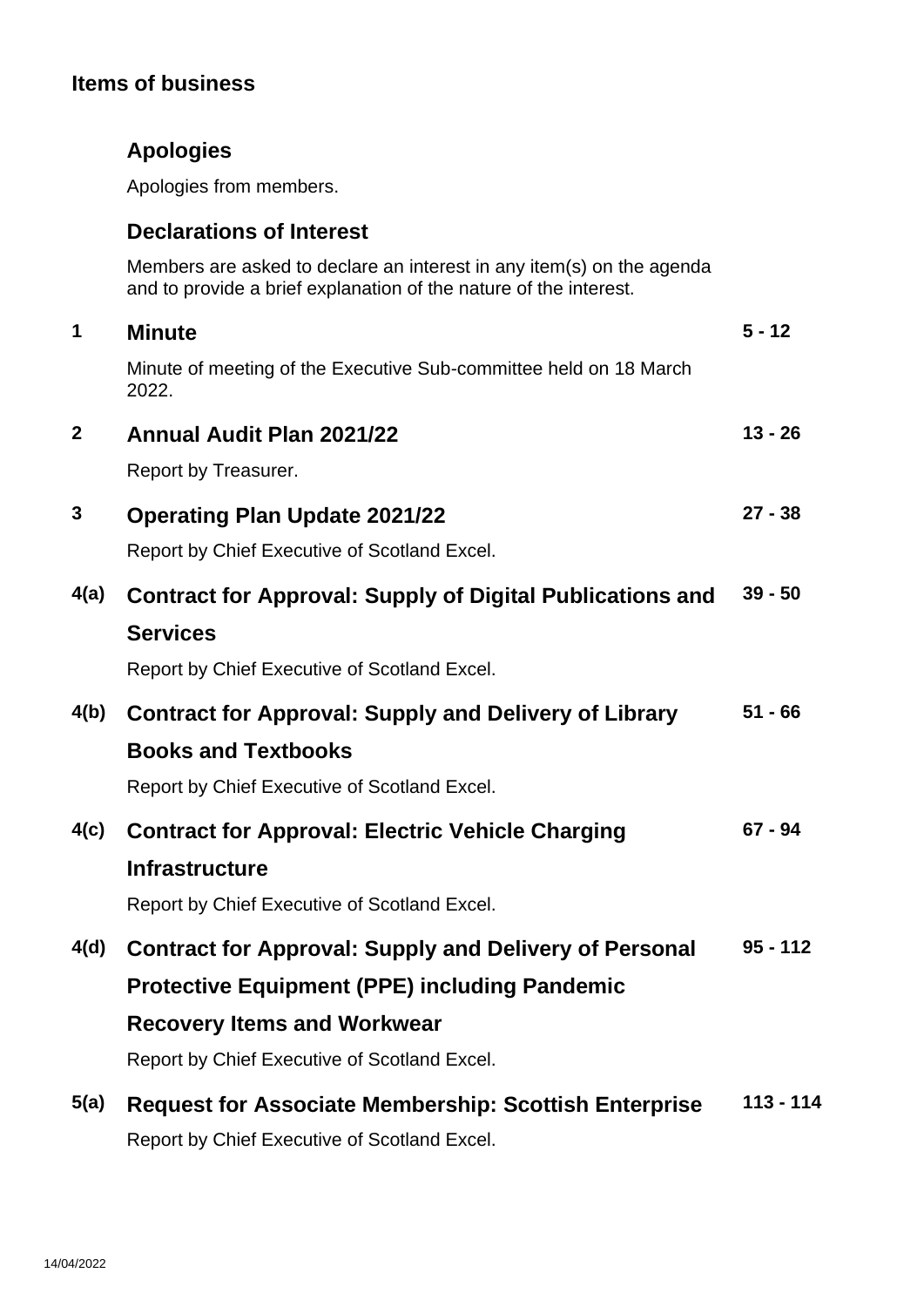## Items of business

### Apologies

Apologies from members.

### Declarations of Interest

Members are asked to declare an interest in any item(s) on the agenda and to provide a brief explanation of the nature of the interest.

| | | |
|---|---|---|
| **1** | **Minute**<br>Minute of meeting of the Executive Sub-committee held on 18 March 2022. | **5 - 12** |
| **2** | **Annual Audit Plan 2021/22**<br>Report by Treasurer. | **13 - 26** |
| **3** | **Operating Plan Update 2021/22**<br>Report by Chief Executive of Scotland Excel. | **27 - 38** |
| **4(a)** | **Contract for Approval: Supply of Digital Publications and Services**<br>Report by Chief Executive of Scotland Excel. | **39 - 50** |
| **4(b)** | **Contract for Approval: Supply and Delivery of Library Books and Textbooks**<br>Report by Chief Executive of Scotland Excel. | **51 - 66** |
| **4(c)** | **Contract for Approval: Electric Vehicle Charging Infrastructure**<br>Report by Chief Executive of Scotland Excel. | **67 - 94** |
| **4(d)** | **Contract for Approval: Supply and Delivery of Personal Protective Equipment (PPE) including Pandemic Recovery Items and Workwear**<br>Report by Chief Executive of Scotland Excel. | **95 - 112** |
| **5(a)** | **Request for Associate Membership: Scottish Enterprise**<br>Report by Chief Executive of Scotland Excel. | **113 - 114** |

14/04/2022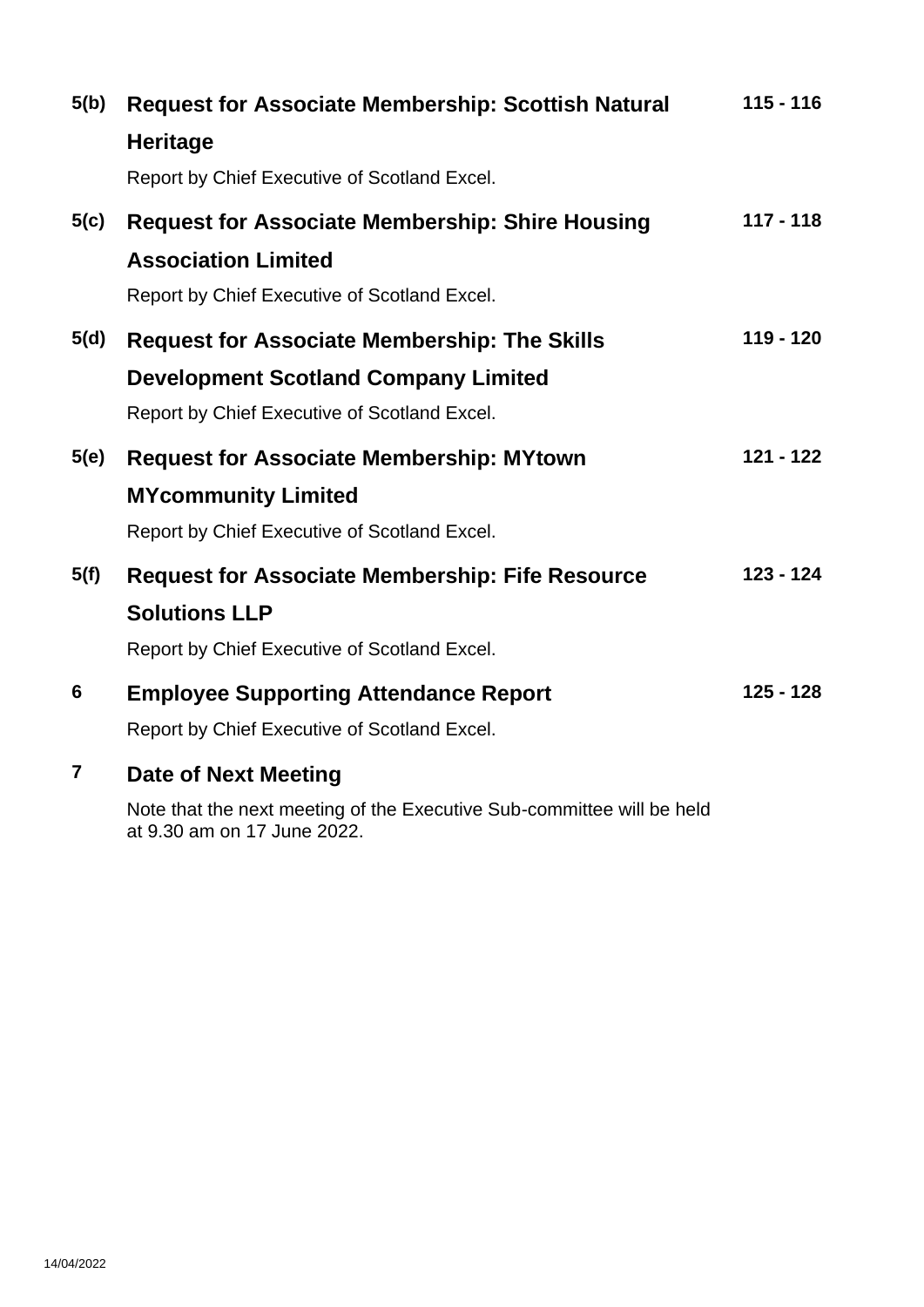| | | |
|---|---|---|
| **5(b)** | **Request for Associate Membership: Scottish Natural Heritage**<br>Report by Chief Executive of Scotland Excel. | **115 - 116** |
| **5(c)** | **Request for Associate Membership: Shire Housing Association Limited**<br>Report by Chief Executive of Scotland Excel. | **117 - 118** |
| **5(d)** | **Request for Associate Membership: The Skills Development Scotland Company Limited**<br>Report by Chief Executive of Scotland Excel. | **119 - 120** |
| **5(e)** | **Request for Associate Membership: MYtown MYcommunity Limited**<br>Report by Chief Executive of Scotland Excel. | **121 - 122** |
| **5(f)** | **Request for Associate Membership: Fife Resource Solutions LLP**<br>Report by Chief Executive of Scotland Excel. | **123 - 124** |
| **6** | **Employee Supporting Attendance Report**<br>Report by Chief Executive of Scotland Excel. | **125 - 128** |
| **7** | **Date of Next Meeting**<br>Note that the next meeting of the Executive Sub-committee will be held at 9.30 am on 17 June 2022. | |

14/04/2022